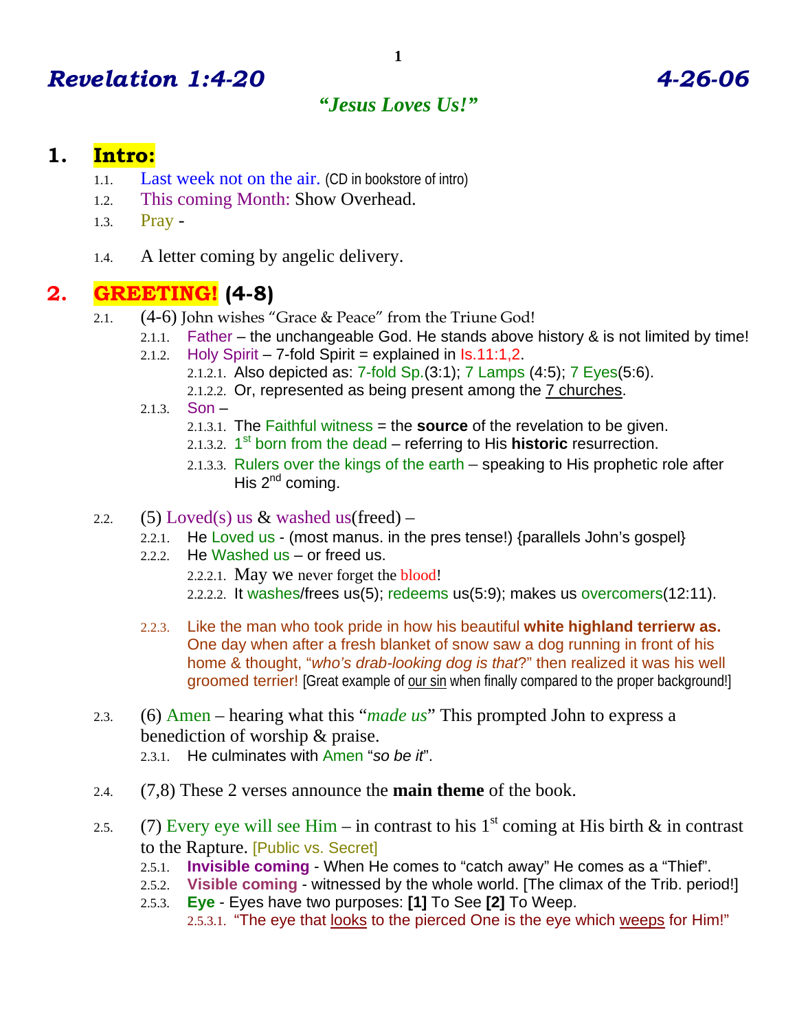# *Revelation 1:4-20* *4-26-06*

***"Jesus Loves Us!"***

## 1. Intro:

- 1.1. Last week not on the air. (CD in bookstore of intro)
- 1.2. This coming Month: Show Overhead.
- 1.3. Pray -
- 1.4. A letter coming by angelic delivery.

## 2. GREETING! (4-8)

- 2.1. (4-6) John wishes "Grace & Peace" from the Triune God!
  - 2.1.1. Father – the unchangeable God. He stands above history & is not limited by time!
  - 2.1.2. Holy Spirit – 7-fold Spirit = explained in Is.11:1,2.
    - 2.1.2.1. Also depicted as: 7-fold Sp.(3:1); 7 Lamps (4:5); 7 Eyes(5:6).
    - 2.1.2.2. Or, represented as being present among the 7 churches.
  - 2.1.3. Son –
    - 2.1.3.1. The Faithful witness = the **source** of the revelation to be given.
    - 2.1.3.2. 1st born from the dead – referring to His **historic** resurrection.
    - 2.1.3.3. Rulers over the kings of the earth – speaking to His prophetic role after His 2nd coming.
- 2.2. (5) Loved(s) us & washed us(freed) –
  - 2.2.1. He Loved us - (most manus. in the pres tense!) {parallels John's gospel}
  - 2.2.2. He Washed us – or freed us.
    - 2.2.2.1. May we never forget the blood!
    - 2.2.2.2. It washes/frees us(5); redeems us(5:9); makes us overcomers(12:11).
  - 2.2.3. Like the man who took pride in how his beautiful **white highland terrierw as.** One day when after a fresh blanket of snow saw a dog running in front of his home & thought, "*who's drab-looking dog is that*?" then realized it was his well groomed terrier! [Great example of our sin when finally compared to the proper background!]
- 2.3. (6) Amen – hearing what this "*made us*" This prompted John to express a benediction of worship & praise.
  - 2.3.1. He culminates with Amen "*so be it*".
- 2.4. (7,8) These 2 verses announce the **main theme** of the book.
- 2.5. (7) Every eye will see Him – in contrast to his 1st coming at His birth & in contrast to the Rapture. [Public vs. Secret]
  - 2.5.1. **Invisible coming** - When He comes to "catch away" He comes as a "Thief".
  - 2.5.2. **Visible coming** - witnessed by the whole world. [The climax of the Trib. period!]
  - 2.5.3. **Eye** - Eyes have two purposes: **[1]** To See **[2]** To Weep.
    - 2.5.3.1. "The eye that looks to the pierced One is the eye which weeps for Him!"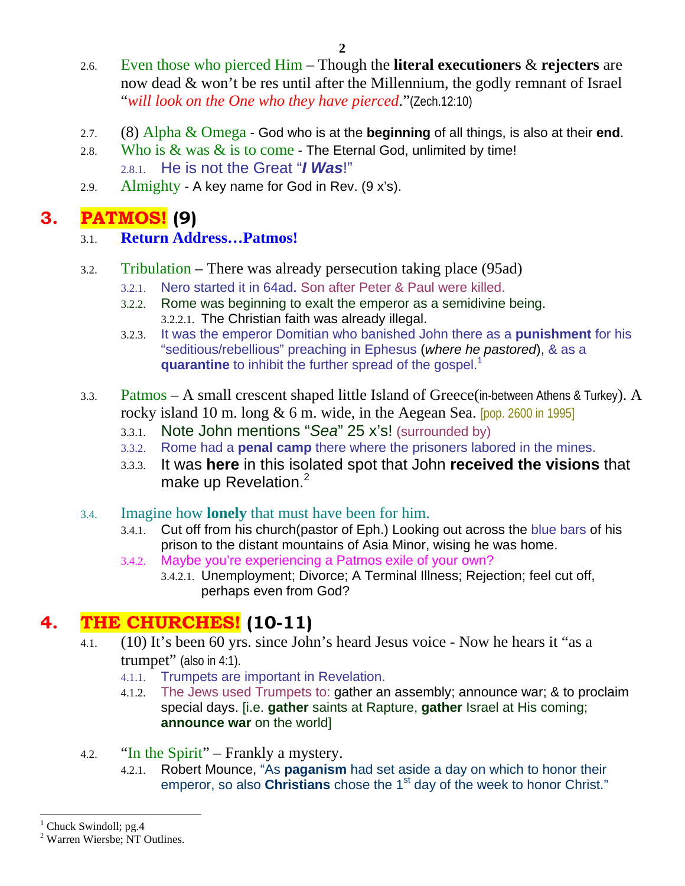2.6. Even those who pierced Him – Though the **literal executioners** & **rejecters** are now dead & won't be res until after the Millennium, the godly remnant of Israel "*will look on the One who they have pierced*."(Zech.12:10)

2.7. (8) Alpha & Omega - God who is at the **beginning** of all things, is also at their **end**.

2.8. Who is & was & is to come - The Eternal God, unlimited by time!

2.8.1. He is not the Great "***I Was***!"

2.9. Almighty - A key name for God in Rev. (9 x's).

# 3. PATMOS! (9)

3.1. **Return Address…Patmos!**

3.2. Tribulation – There was already persecution taking place (95ad)

3.2.1. Nero started it in 64ad. Son after Peter & Paul were killed.

3.2.2. Rome was beginning to exalt the emperor as a semidivine being.

3.2.2.1. The Christian faith was already illegal.

3.2.3. It was the emperor Domitian who banished John there as a **punishment** for his "seditious/rebellious" preaching in Ephesus (*where he pastored*), & as a **quarantine** to inhibit the further spread of the gospel.[1]

3.3. Patmos – A small crescent shaped little Island of Greece(in-between Athens & Turkey). A rocky island 10 m. long & 6 m. wide, in the Aegean Sea. [pop. 2600 in 1995]

3.3.1. Note John mentions "*Sea*" 25 x's! (surrounded by)

3.3.2. Rome had a **penal camp** there where the prisoners labored in the mines.

3.3.3. It was **here** in this isolated spot that John **received the visions** that make up Revelation.[2]

3.4. Imagine how **lonely** that must have been for him.

3.4.1. Cut off from his church(pastor of Eph.) Looking out across the blue bars of his prison to the distant mountains of Asia Minor, wising he was home.

3.4.2. Maybe you're experiencing a Patmos exile of your own?

3.4.2.1. Unemployment; Divorce; A Terminal Illness; Rejection; feel cut off, perhaps even from God?

# 4. THE CHURCHES! (10-11)

4.1. (10) It's been 60 yrs. since John's heard Jesus voice - Now he hears it "as a trumpet" (also in 4:1).

4.1.1. Trumpets are important in Revelation.

4.1.2. The Jews used Trumpets to: gather an assembly; announce war; & to proclaim special days. [i.e. **gather** saints at Rapture, **gather** Israel at His coming; **announce war** on the world]

4.2. "In the Spirit" – Frankly a mystery.

4.2.1. Robert Mounce, "As **paganism** had set aside a day on which to honor their emperor, so also **Christians** chose the 1st day of the week to honor Christ."

---

[1] Chuck Swindoll; pg.4

[2] Warren Wiersbe; NT Outlines.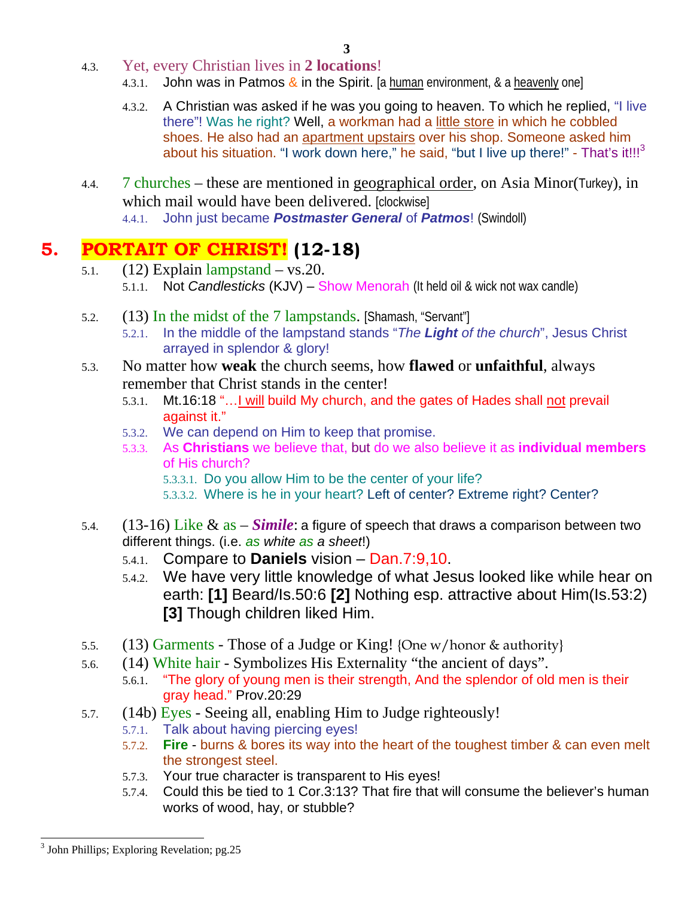- 4.3. Yet, every Christian lives in **2 locations**!
  - 4.3.1. John was in Patmos & in the Spirit. [a human environment, & a heavenly one]
  - 4.3.2. A Christian was asked if he was you going to heaven. To which he replied, "I live there"! Was he right? Well, a workman had a little store in which he cobbled shoes. He also had an apartment upstairs over his shop. Someone asked him about his situation. "I work down here," he said, "but I live up there!" - That's it!!![3]
- 4.4. 7 churches – these are mentioned in geographical order, on Asia Minor(Turkey), in which mail would have been delivered. [clockwise]
  - 4.4.1. John just became ***Postmaster General*** of ***Patmos***! (Swindoll)

# 5. PORTAIT OF CHRIST! (12-18)

- 5.1. (12) Explain lampstand – vs.20.
  - 5.1.1. Not *Candlesticks* (KJV) – Show Menorah (It held oil & wick not wax candle)
- 5.2. (13) In the midst of the 7 lampstands. [Shamash, "Servant"]
  - 5.2.1. In the middle of the lampstand stands "*The **Light** of the church*", Jesus Christ arrayed in splendor & glory!
- 5.3. No matter how **weak** the church seems, how **flawed** or **unfaithful**, always remember that Christ stands in the center!
  - 5.3.1. Mt.16:18 "…I will build My church, and the gates of Hades shall not prevail against it."
  - 5.3.2. We can depend on Him to keep that promise.
  - 5.3.3. As **Christians** we believe that, but do we also believe it as **individual members** of His church?
    - 5.3.3.1. Do you allow Him to be the center of your life?
    - 5.3.3.2. Where is he in your heart? Left of center? Extreme right? Center?
- 5.4. (13-16) Like & as – ***Simile***: a figure of speech that draws a comparison between two different things. (i.e. *as white as a sheet*!)
  - 5.4.1. Compare to **Daniels** vision – Dan.7:9,10.
  - 5.4.2. We have very little knowledge of what Jesus looked like while hear on earth: **[1]** Beard/Is.50:6 **[2]** Nothing esp. attractive about Him(Is.53:2) **[3]** Though children liked Him.
- 5.5. (13) Garments - Those of a Judge or King! {One w/honor & authority}
- 5.6. (14) White hair - Symbolizes His Externality "the ancient of days".
  - 5.6.1. "The glory of young men is their strength, And the splendor of old men is their gray head." Prov.20:29
- 5.7. (14b) Eyes - Seeing all, enabling Him to Judge righteously!
  - 5.7.1. Talk about having piercing eyes!
  - 5.7.2. **Fire** - burns & bores its way into the heart of the toughest timber & can even melt the strongest steel.
  - 5.7.3. Your true character is transparent to His eyes!
  - 5.7.4. Could this be tied to 1 Cor.3:13? That fire that will consume the believer's human works of wood, hay, or stubble?

---

[3] John Phillips; Exploring Revelation; pg.25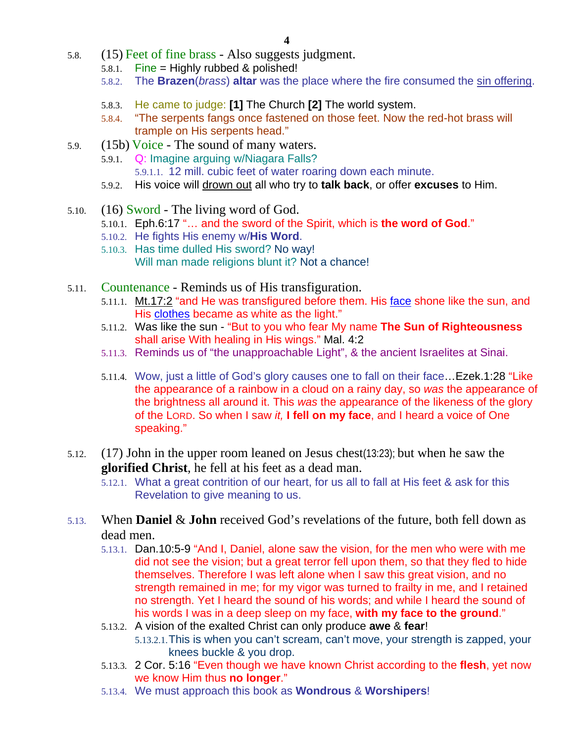- 5.8. (15) Feet of fine brass - Also suggests judgment.
  - 5.8.1. Fine = Highly rubbed & polished!
  - 5.8.2. The **Brazen**(*brass*) **altar** was the place where the fire consumed the sin offering.
  - 5.8.3. He came to judge: **[1]** The Church **[2]** The world system.
  - 5.8.4. "The serpents fangs once fastened on those feet. Now the red-hot brass will trample on His serpents head."
- 5.9. (15b) Voice - The sound of many waters.
  - 5.9.1. Q: Imagine arguing w/Niagara Falls?
    - 5.9.1.1. 12 mill. cubic feet of water roaring down each minute.
  - 5.9.2. His voice will drown out all who try to **talk back**, or offer **excuses** to Him.
- 5.10. (16) Sword - The living word of God.
  - 5.10.1. Eph.6:17 "… and the sword of the Spirit, which is **the word of God**."
  - 5.10.2. He fights His enemy w/**His Word**.
  - 5.10.3. Has time dulled His sword? No way!
    Will man made religions blunt it? Not a chance!
- 5.11. Countenance - Reminds us of His transfiguration.
  - 5.11.1. Mt.17:2 "and He was transfigured before them. His face shone like the sun, and His clothes became as white as the light."
  - 5.11.2. Was like the sun - "But to you who fear My name **The Sun of Righteousness** shall arise With healing in His wings." Mal. 4:2
  - 5.11.3. Reminds us of "the unapproachable Light", & the ancient Israelites at Sinai.
  - 5.11.4. Wow, just a little of God's glory causes one to fall on their face…Ezek.1:28 "Like the appearance of a rainbow in a cloud on a rainy day, so *was* the appearance of the brightness all around it. This *was* the appearance of the likeness of the glory of the LORD. So when I saw *it,* **I fell on my face**, and I heard a voice of One speaking."
- 5.12. (17) John in the upper room leaned on Jesus chest(13:23); but when he saw the **glorified Christ**, he fell at his feet as a dead man.
  - 5.12.1. What a great contrition of our heart, for us all to fall at His feet & ask for this Revelation to give meaning to us.
- 5.13. When **Daniel** & **John** received God's revelations of the future, both fell down as dead men.
  - 5.13.1. Dan.10:5-9 "And I, Daniel, alone saw the vision, for the men who were with me did not see the vision; but a great terror fell upon them, so that they fled to hide themselves. Therefore I was left alone when I saw this great vision, and no strength remained in me; for my vigor was turned to frailty in me, and I retained no strength. Yet I heard the sound of his words; and while I heard the sound of his words I was in a deep sleep on my face, **with my face to the ground**."
  - 5.13.2. A vision of the exalted Christ can only produce **awe** & **fear**!
    - 5.13.2.1. This is when you can't scream, can't move, your strength is zapped, your knees buckle & you drop.
  - 5.13.3. 2 Cor. 5:16 "Even though we have known Christ according to the **flesh**, yet now we know Him thus **no longer**."
  - 5.13.4. We must approach this book as **Wondrous** & **Worshipers**!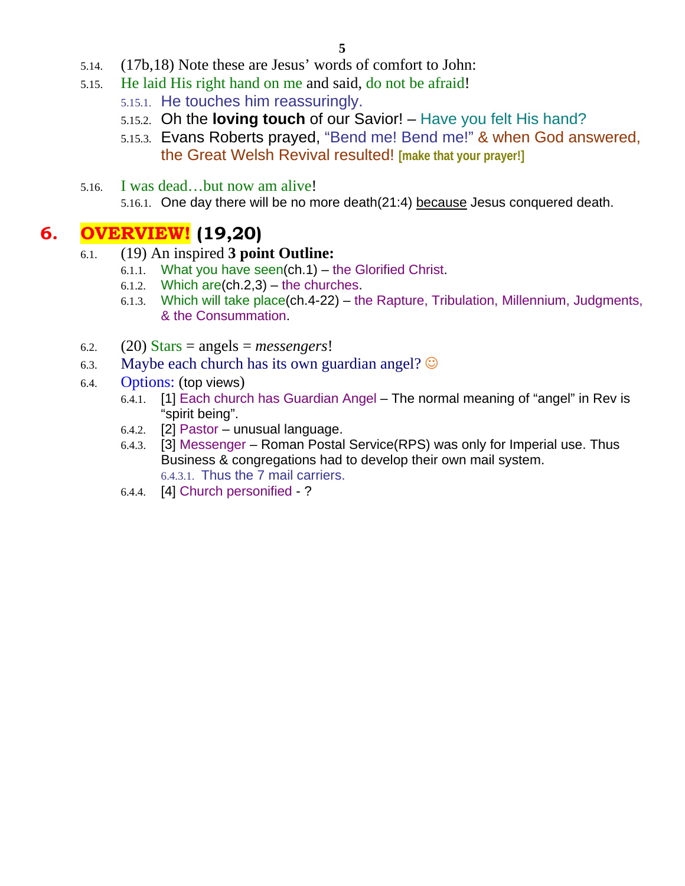5.14. (17b,18) Note these are Jesus' words of comfort to John:

5.15. He laid His right hand on me and said, do not be afraid!

- 5.15.1. He touches him reassuringly.
- 5.15.2. Oh the **loving touch** of our Savior! – Have you felt His hand?
- 5.15.3. Evans Roberts prayed, "Bend me! Bend me!" & when God answered, the Great Welsh Revival resulted! **[make that your prayer!]**

5.16. I was dead…but now am alive!

- 5.16.1. One day there will be no more death(21:4) because Jesus conquered death.

# 6. OVERVIEW! (19,20)

6.1. (19) An inspired **3 point Outline:**

- 6.1.1. What you have seen(ch.1) – the Glorified Christ.
- 6.1.2. Which are(ch.2,3) – the churches.
- 6.1.3. Which will take place(ch.4-22) – the Rapture, Tribulation, Millennium, Judgments, & the Consummation.

6.2. (20) Stars = angels = *messengers*!

6.3. Maybe each church has its own guardian angel? ☺

6.4. Options: (top views)

- 6.4.1. [1] Each church has Guardian Angel – The normal meaning of "angel" in Rev is "spirit being".
- 6.4.2. [2] Pastor – unusual language.
- 6.4.3. [3] Messenger – Roman Postal Service(RPS) was only for Imperial use. Thus Business & congregations had to develop their own mail system.
  - 6.4.3.1. Thus the 7 mail carriers.
- 6.4.4. [4] Church personified - ?